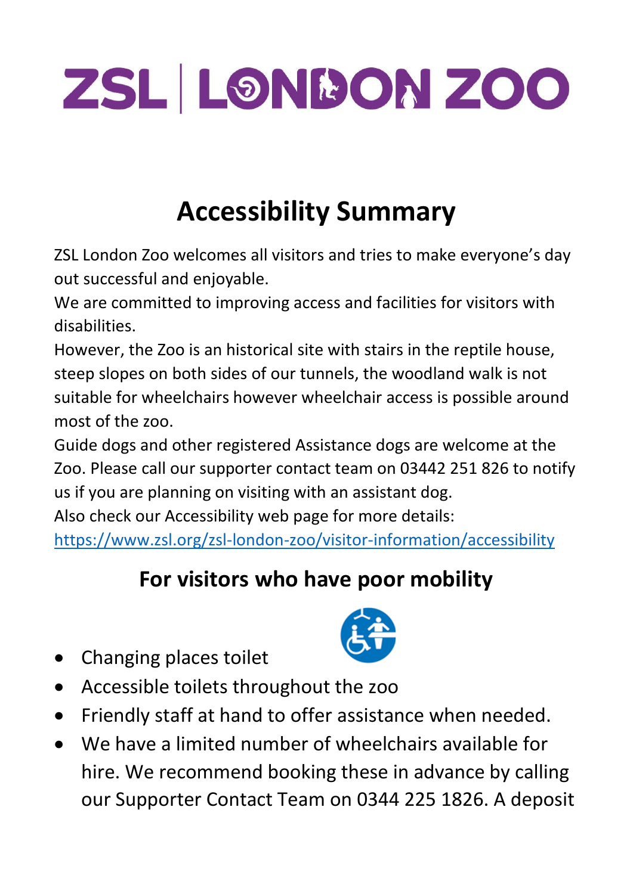# ZSL | LONDON ZOO

## Accessibility Summary

ZSL London Zoo welcomes all visitors and tries to make everyone's day out successful and enjoyable.

We are committed to improving access and facilities for visitors with disabilities.

However, the Zoo is an historical site with stairs in the reptile house, steep slopes on both sides of our tunnels, the woodland walk is not suitable for wheelchairs however wheelchair access is possible around most of the zoo.

Guide dogs and other registered Assistance dogs are welcome at the Zoo. Please call our supporter contact team on 03442 251 826 to notify us if you are planning on visiting with an assistant dog.

Also check our Accessibility web page for more details: https://www.zsl.org/zsl-london-zoo/visitor-information/accessibility

### For visitors who have poor mobility

- Changing places toilet
- Accessible toilets throughout the zoo
- Friendly staff at hand to offer assistance when needed.
- We have a limited number of wheelchairs available for hire. We recommend booking these in advance by calling our Supporter Contact Team on 0344 225 1826. A deposit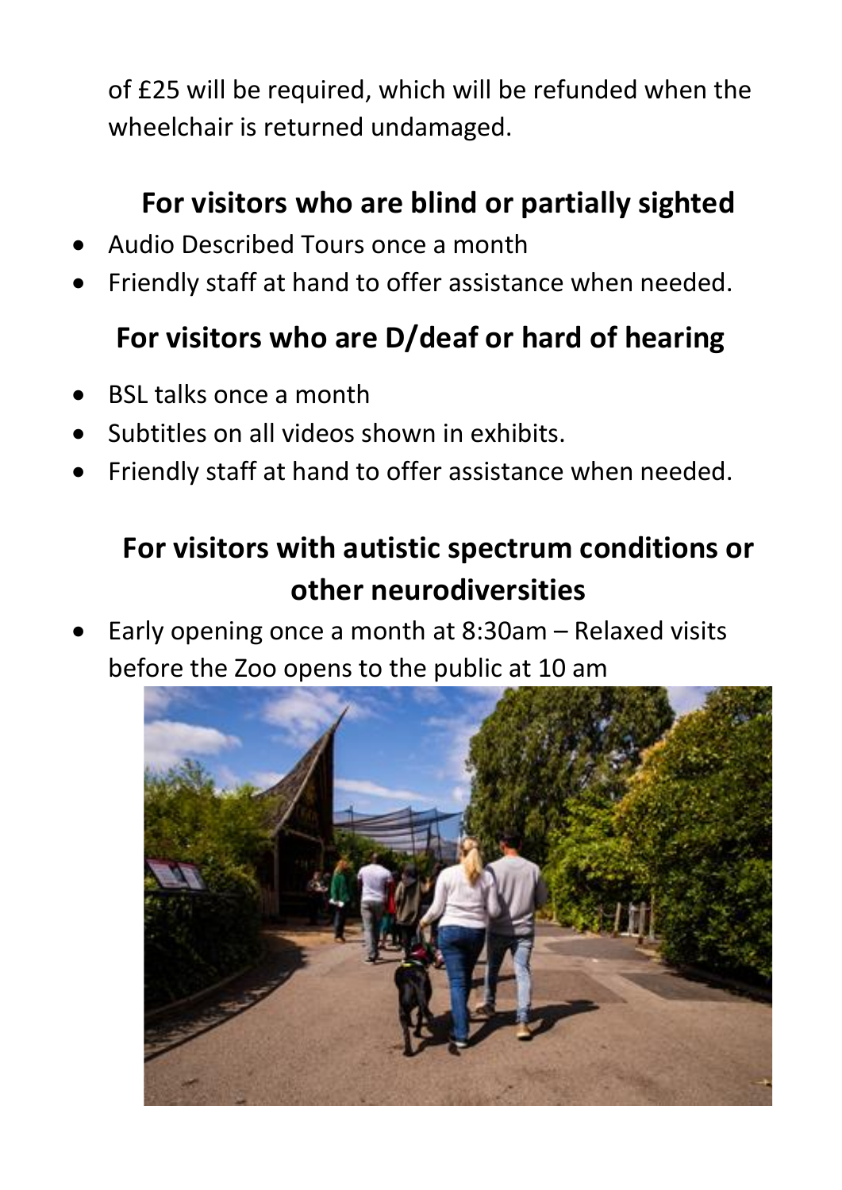of £25 will be required, which will be refunded when the wheelchair is returned undamaged.

## For visitors who are blind or partially sighted

- Audio Described Tours once a month
- Friendly staff at hand to offer assistance when needed.

## For visitors who are D/deaf or hard of hearing

- BSL talks once a month
- Subtitles on all videos shown in exhibits.
- Friendly staff at hand to offer assistance when needed.

## For visitors with autistic spectrum conditions or other neurodiversities

- Early opening once a month at 8:30am – Relaxed visits before the Zoo opens to the public at 10 am